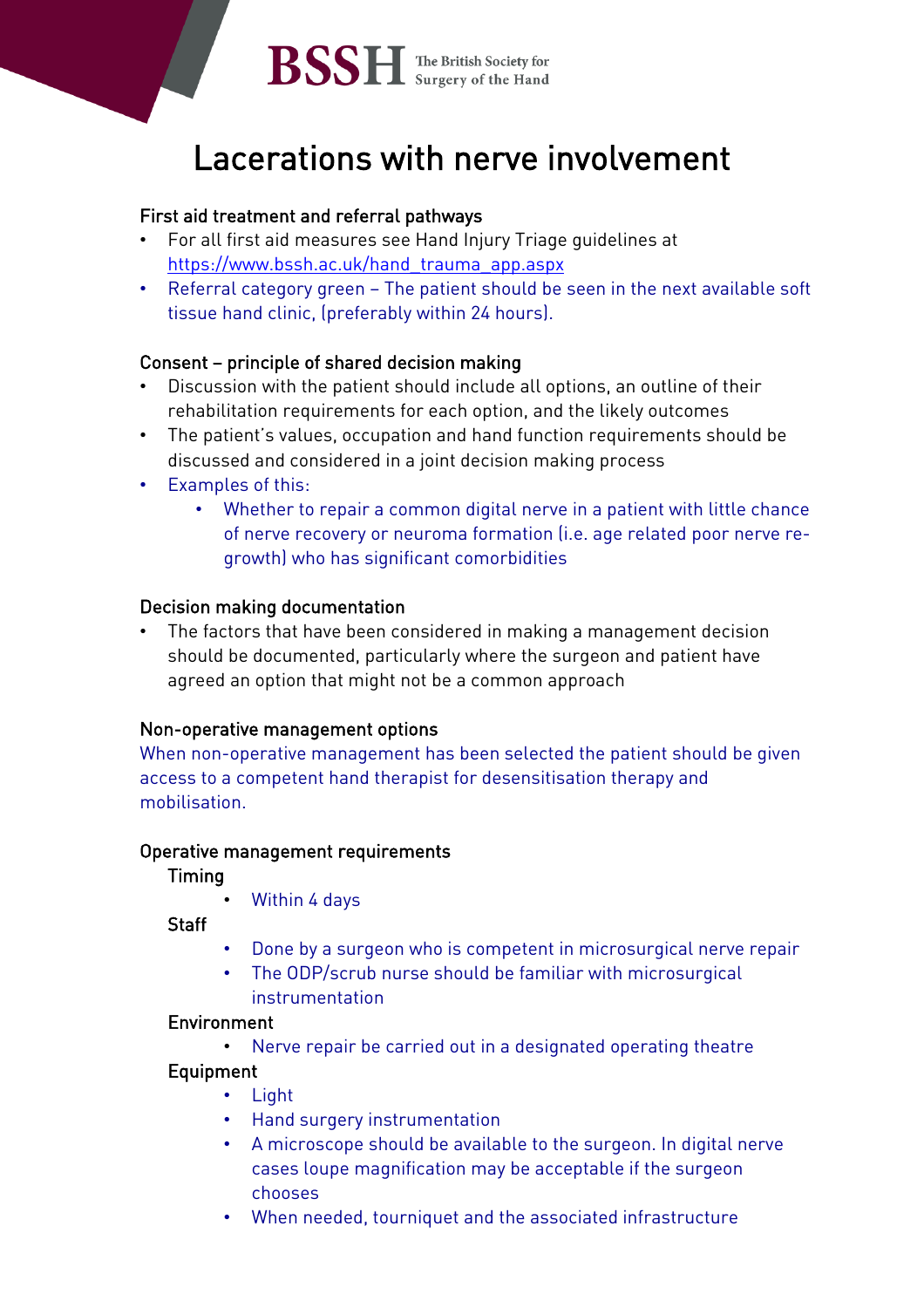BSSH The British Society for Surgery of the Hand

# Lacerations with nerve involvement

## First aid treatment and referral pathways

- For all first aid measures see Hand Injury Triage guidelines at https://www.bssh.ac.uk/hand_trauma_app.aspx
- Referral category green – The patient should be seen in the next available soft tissue hand clinic, (preferably within 24 hours).

## Consent – principle of shared decision making

- Discussion with the patient should include all options, an outline of their rehabilitation requirements for each option, and the likely outcomes
- The patient's values, occupation and hand function requirements should be discussed and considered in a joint decision making process
- Examples of this:
  - Whether to repair a common digital nerve in a patient with little chance of nerve recovery or neuroma formation (i.e. age related poor nerve re-growth) who has significant comorbidities

## Decision making documentation

- The factors that have been considered in making a management decision should be documented, particularly where the surgeon and patient have agreed an option that might not be a common approach

## Non-operative management options

When non-operative management has been selected the patient should be given access to a competent hand therapist for desensitisation therapy and mobilisation.

## Operative management requirements

### Timing

- Within 4 days

### Staff

- Done by a surgeon who is competent in microsurgical nerve repair
- The ODP/scrub nurse should be familiar with microsurgical instrumentation

### Environment

- Nerve repair be carried out in a designated operating theatre

### Equipment

- Light
- Hand surgery instrumentation
- A microscope should be available to the surgeon. In digital nerve cases loupe magnification may be acceptable if the surgeon chooses
- When needed, tourniquet and the associated infrastructure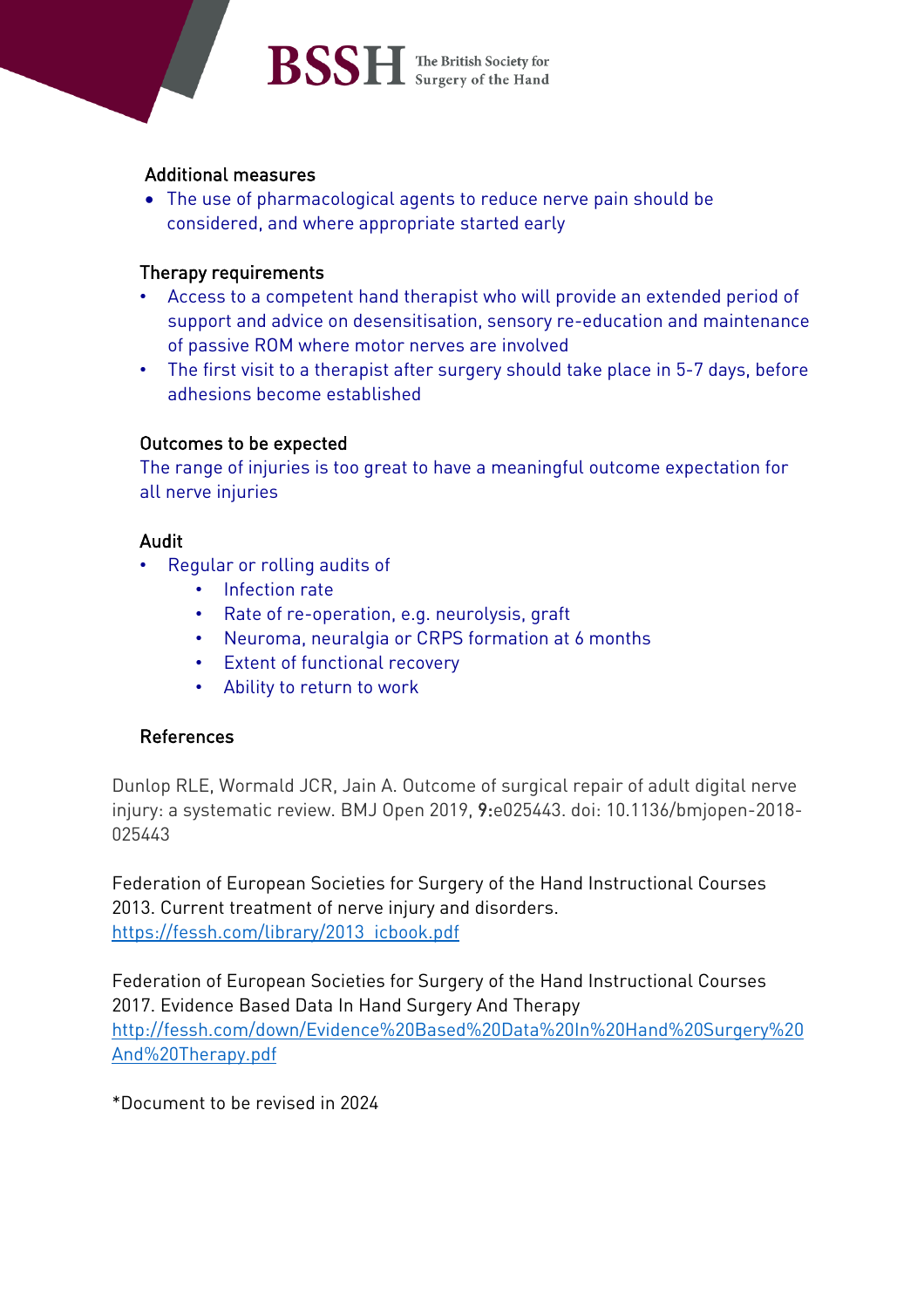## Additional measures

- The use of pharmacological agents to reduce nerve pain should be considered, and where appropriate started early

## Therapy requirements

- Access to a competent hand therapist who will provide an extended period of support and advice on desensitisation, sensory re-education and maintenance of passive ROM where motor nerves are involved
- The first visit to a therapist after surgery should take place in 5-7 days, before adhesions become established

## Outcomes to be expected

The range of injuries is too great to have a meaningful outcome expectation for all nerve injuries

## Audit

- Regular or rolling audits of
  - Infection rate
  - Rate of re-operation, e.g. neurolysis, graft
  - Neuroma, neuralgia or CRPS formation at 6 months
  - Extent of functional recovery
  - Ability to return to work

## References

Dunlop RLE, Wormald JCR, Jain A. Outcome of surgical repair of adult digital nerve injury: a systematic review. BMJ Open 2019, **9**:e025443. doi: 10.1136/bmjopen-2018-025443

Federation of European Societies for Surgery of the Hand Instructional Courses 2013. Current treatment of nerve injury and disorders. https://fessh.com/library/2013_icbook.pdf

Federation of European Societies for Surgery of the Hand Instructional Courses 2017. Evidence Based Data In Hand Surgery And Therapy http://fessh.com/down/Evidence%20Based%20Data%20In%20Hand%20Surgery%20And%20Therapy.pdf

*Document to be revised in 2024